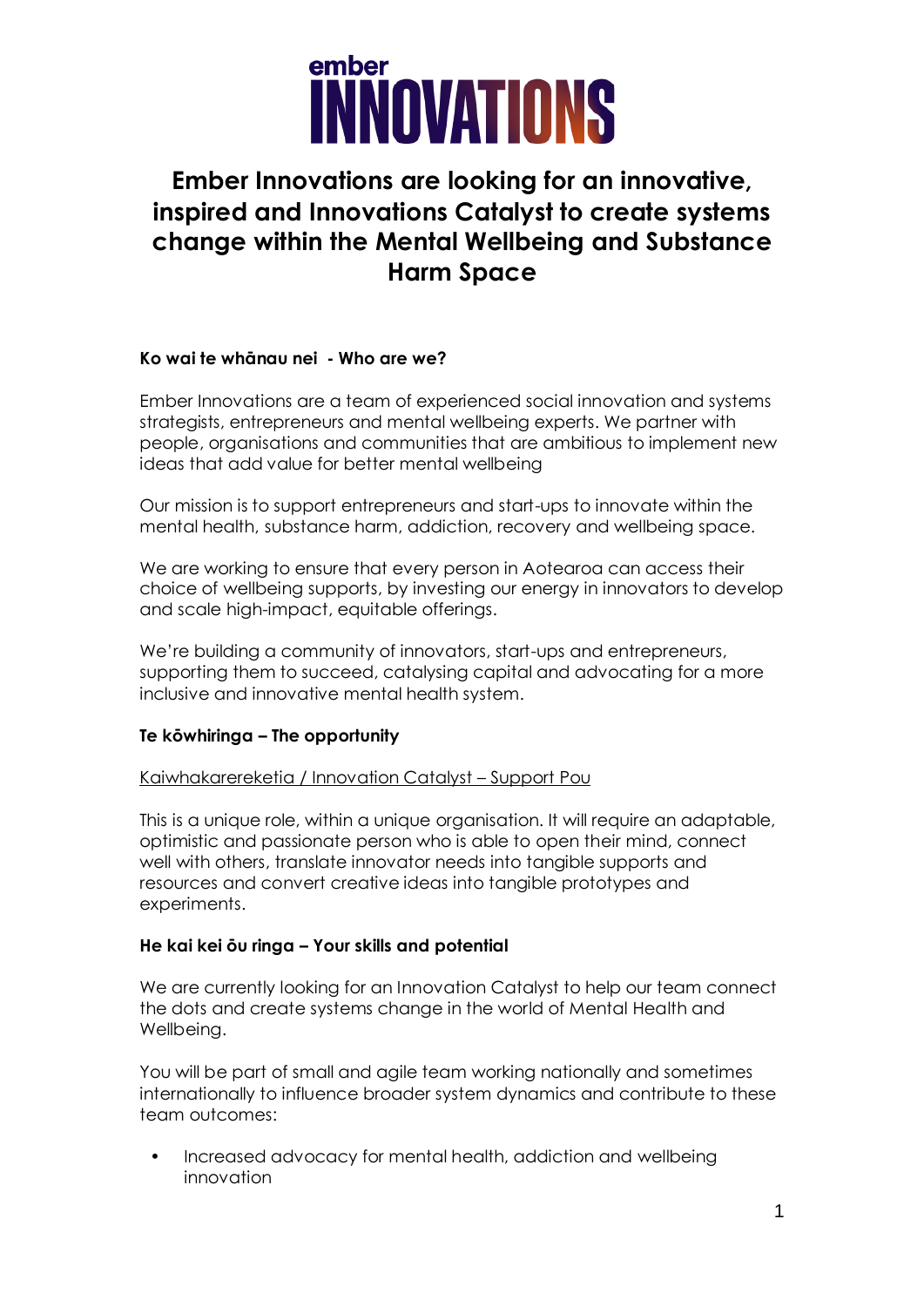# ember INNOVATIONS

## Ember Innovations are looking for an innovative, inspired and Innovations Catalyst to create systems change within the Mental Wellbeing and Substance Harm Space

**Ko wai te whānau nei - Who are we?**

Ember Innovations are a team of experienced social innovation and systems strategists, entrepreneurs and mental wellbeing experts. We partner with people, organisations and communities that are ambitious to implement new ideas that add value for better mental wellbeing

Our mission is to support entrepreneurs and start-ups to innovate within the mental health, substance harm, addiction, recovery and wellbeing space.

We are working to ensure that every person in Aotearoa can access their choice of wellbeing supports, by investing our energy in innovators to develop and scale high-impact, equitable offerings.

We're building a community of innovators, start-ups and entrepreneurs, supporting them to succeed, catalysing capital and advocating for a more inclusive and innovative mental health system.

**Te kōwhiringa – The opportunity**

Kaiwhakarereketia / Innovation Catalyst – Support Pou

This is a unique role, within a unique organisation. It will require an adaptable, optimistic and passionate person who is able to open their mind, connect well with others, translate innovator needs into tangible supports and resources and convert creative ideas into tangible prototypes and experiments.

**He kai kei ōu ringa – Your skills and potential**

We are currently looking for an Innovation Catalyst to help our team connect the dots and create systems change in the world of Mental Health and Wellbeing.

You will be part of small and agile team working nationally and sometimes internationally to influence broader system dynamics and contribute to these team outcomes:

- Increased advocacy for mental health, addiction and wellbeing innovation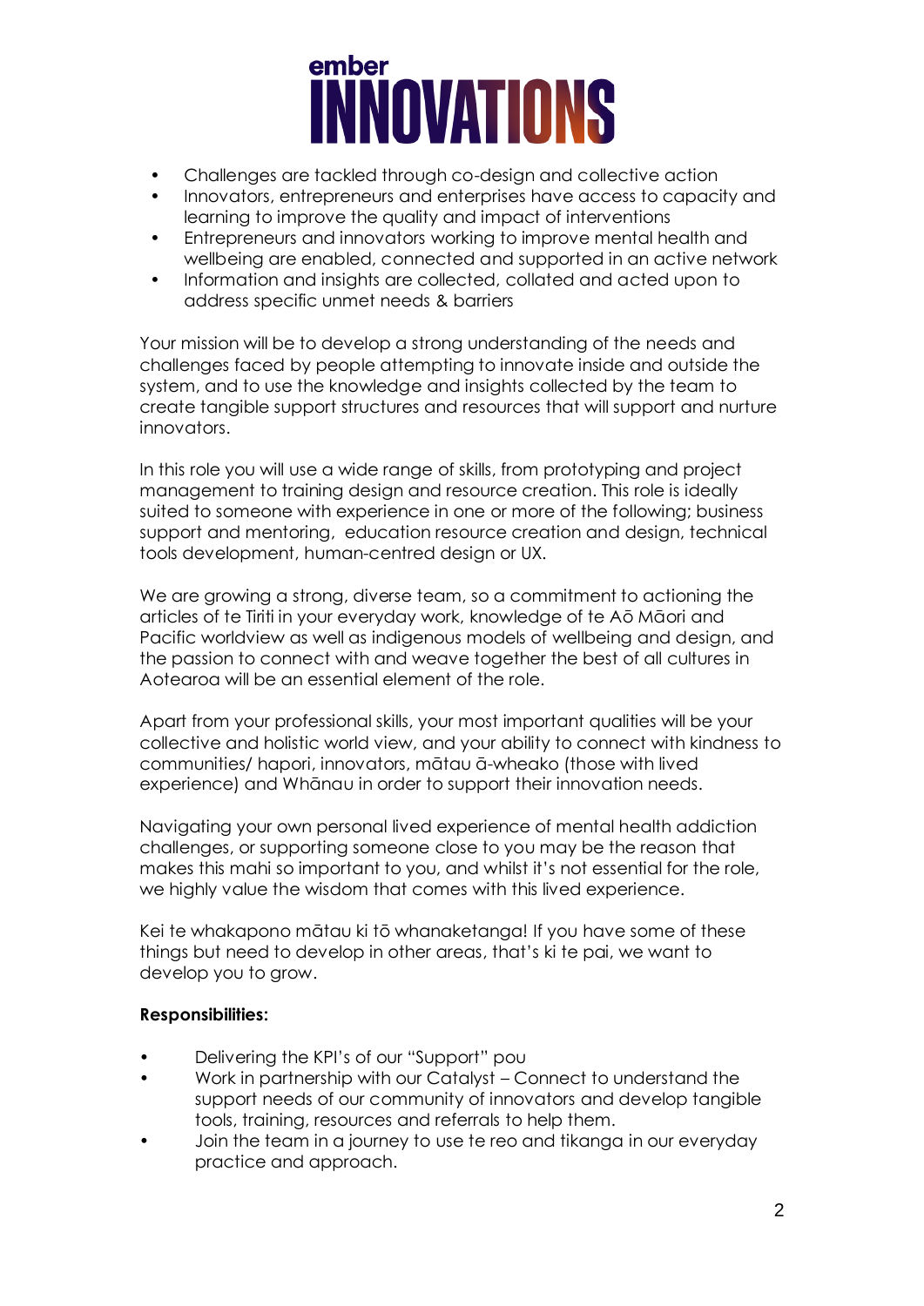- Challenges are tackled through co-design and collective action
- Innovators, entrepreneurs and enterprises have access to capacity and learning to improve the quality and impact of interventions
- Entrepreneurs and innovators working to improve mental health and wellbeing are enabled, connected and supported in an active network
- Information and insights are collected, collated and acted upon to address specific unmet needs & barriers

Your mission will be to develop a strong understanding of the needs and challenges faced by people attempting to innovate inside and outside the system, and to use the knowledge and insights collected by the team to create tangible support structures and resources that will support and nurture innovators.

In this role you will use a wide range of skills, from prototyping and project management to training design and resource creation. This role is ideally suited to someone with experience in one or more of the following; business support and mentoring, education resource creation and design, technical tools development, human-centred design or UX.

We are growing a strong, diverse team, so a commitment to actioning the articles of te Tiriti in your everyday work, knowledge of te Aō Māori and Pacific worldview as well as indigenous models of wellbeing and design, and the passion to connect with and weave together the best of all cultures in Aotearoa will be an essential element of the role.

Apart from your professional skills, your most important qualities will be your collective and holistic world view, and your ability to connect with kindness to communities/ hapori, innovators, mātau ā-wheako (those with lived experience) and Whānau in order to support their innovation needs.

Navigating your own personal lived experience of mental health addiction challenges, or supporting someone close to you may be the reason that makes this mahi so important to you, and whilst it's not essential for the role, we highly value the wisdom that comes with this lived experience.

Kei te whakapono mātau ki tō whanaketanga! If you have some of these things but need to develop in other areas, that's ki te pai, we want to develop you to grow.

**Responsibilities:**

- Delivering the KPI's of our "Support" pou
- Work in partnership with our Catalyst – Connect to understand the support needs of our community of innovators and develop tangible tools, training, resources and referrals to help them.
- Join the team in a journey to use te reo and tikanga in our everyday practice and approach.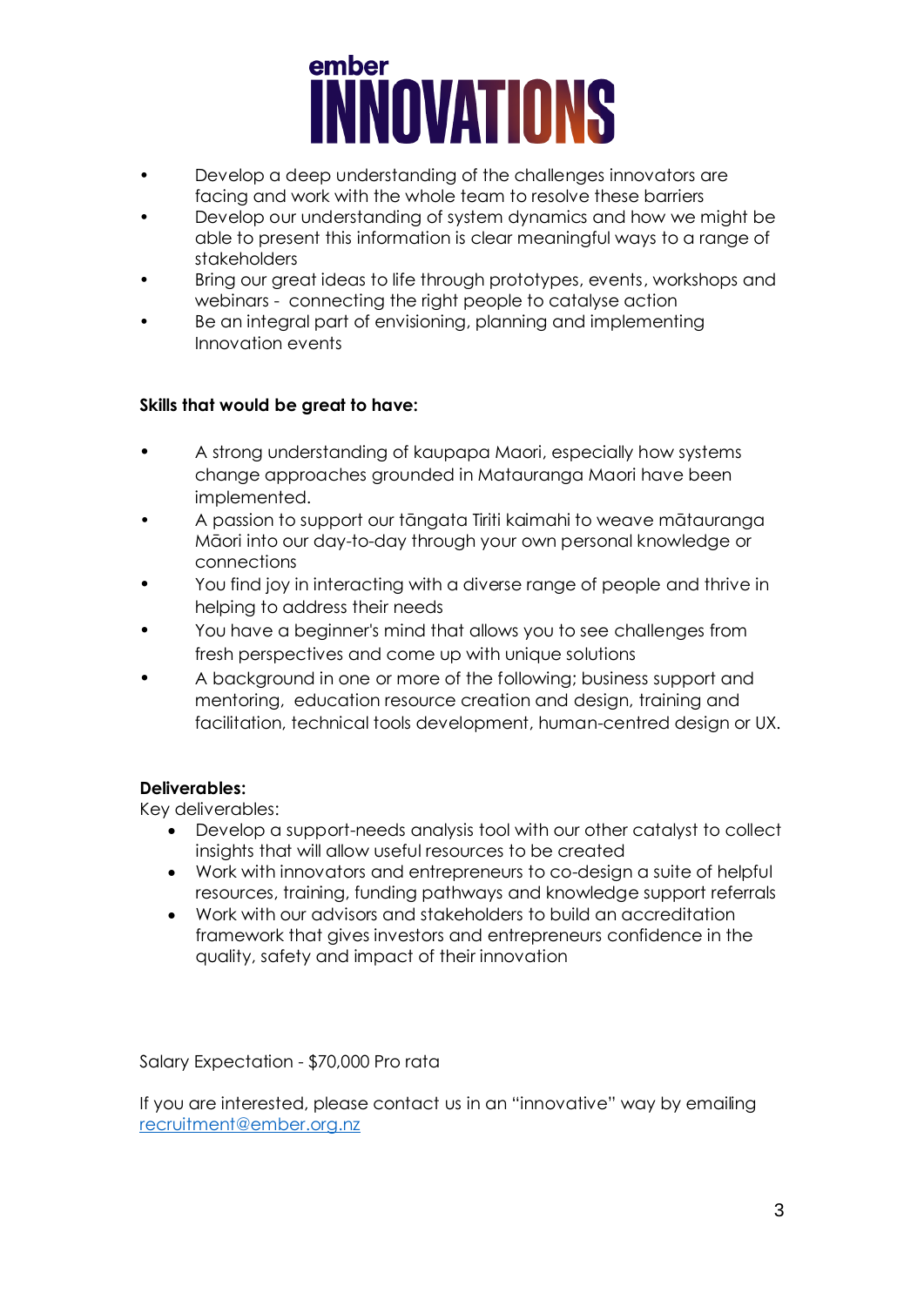- Develop a deep understanding of the challenges innovators are facing and work with the whole team to resolve these barriers
- Develop our understanding of system dynamics and how we might be able to present this information is clear meaningful ways to a range of stakeholders
- Bring our great ideas to life through prototypes, events, workshops and webinars - connecting the right people to catalyse action
- Be an integral part of envisioning, planning and implementing Innovation events

**Skills that would be great to have:**

- A strong understanding of kaupapa Maori, especially how systems change approaches grounded in Matauranga Maori have been implemented.
- A passion to support our tāngata Tiriti kaimahi to weave mātauranga Māori into our day-to-day through your own personal knowledge or connections
- You find joy in interacting with a diverse range of people and thrive in helping to address their needs
- You have a beginner's mind that allows you to see challenges from fresh perspectives and come up with unique solutions
- A background in one or more of the following; business support and mentoring, education resource creation and design, training and facilitation, technical tools development, human-centred design or UX.

**Deliverables:**

Key deliverables:

- Develop a support-needs analysis tool with our other catalyst to collect insights that will allow useful resources to be created
- Work with innovators and entrepreneurs to co-design a suite of helpful resources, training, funding pathways and knowledge support referrals
- Work with our advisors and stakeholders to build an accreditation framework that gives investors and entrepreneurs confidence in the quality, safety and impact of their innovation

Salary Expectation - $70,000 Pro rata

If you are interested, please contact us in an "innovative" way by emailing recruitment@ember.org.nz